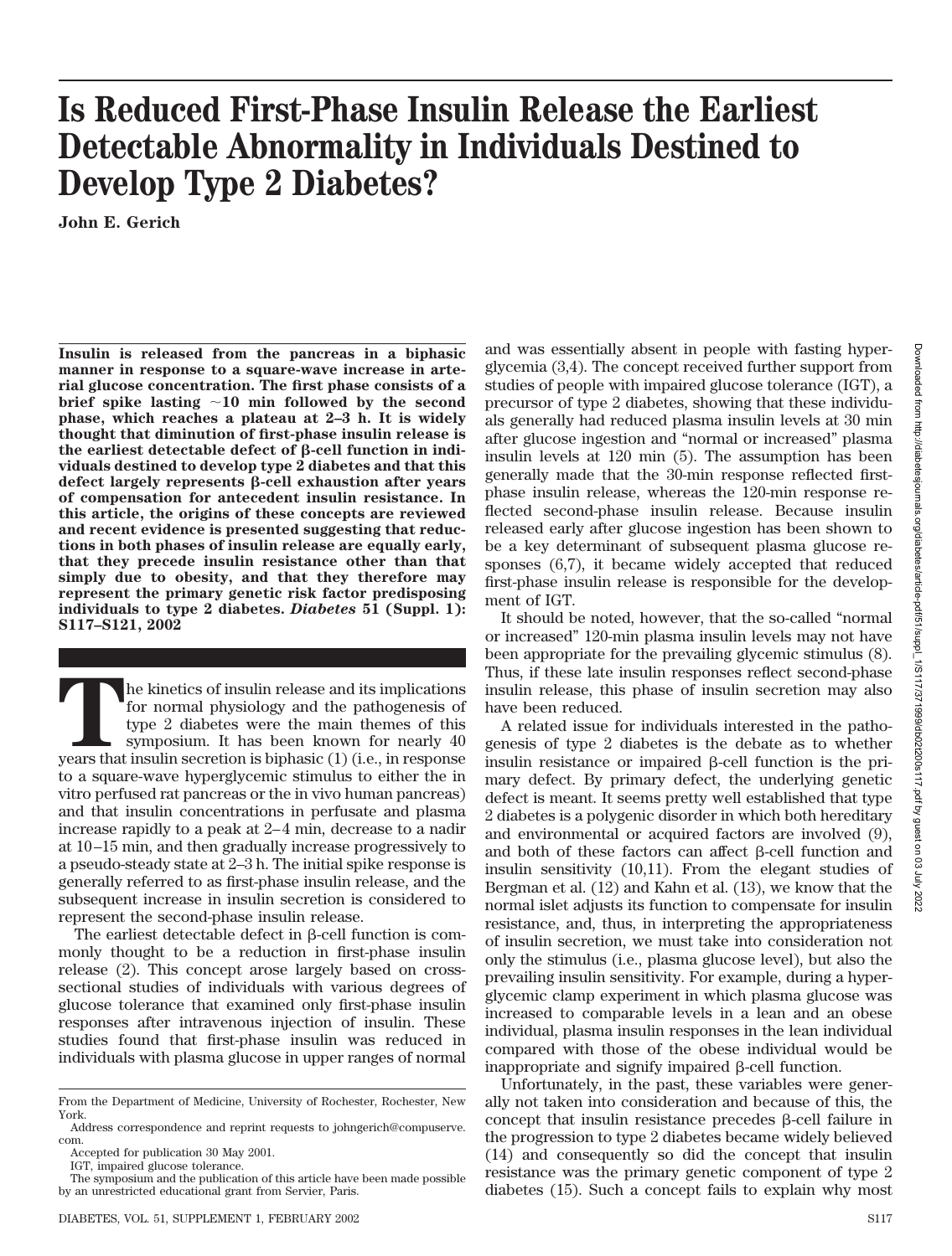# Is Reduced First-Phase Insulin Release the Earliest Detectable Abnormality in Individuals Destined to Develop Type 2 Diabetes?

**John E. Gerich**

**Insulin is released from the pancreas in a biphasic manner in response to a square-wave increase in arterial glucose concentration. The first phase consists of a brief spike lasting ~10 min followed by the second phase, which reaches a plateau at 2–3 h. It is widely thought that diminution of first-phase insulin release is the earliest detectable defect of β-cell function in individuals destined to develop type 2 diabetes and that this defect largely represents β-cell exhaustion after years of compensation for antecedent insulin resistance. In this article, the origins of these concepts are reviewed and recent evidence is presented suggesting that reductions in both phases of insulin release are equally early, that they precede insulin resistance other than that simply due to obesity, and that they therefore may represent the primary genetic risk factor predisposing individuals to type 2 diabetes. *Diabetes* 51 (Suppl. 1): S117–S121, 2002**

The kinetics of insulin release and its implications for normal physiology and the pathogenesis of type 2 diabetes were the main themes of this symposium. It has been known for nearly 40 years that insulin secretion is biphasic (1) (i.e., in response to a square-wave hyperglycemic stimulus to either the in vitro perfused rat pancreas or the in vivo human pancreas) and that insulin concentrations in perfusate and plasma increase rapidly to a peak at 2–4 min, decrease to a nadir at 10–15 min, and then gradually increase progressively to a pseudo-steady state at 2–3 h. The initial spike response is generally referred to as first-phase insulin release, and the subsequent increase in insulin secretion is considered to represent the second-phase insulin release.

The earliest detectable defect in β-cell function is commonly thought to be a reduction in first-phase insulin release (2). This concept arose largely based on cross-sectional studies of individuals with various degrees of glucose tolerance that examined only first-phase insulin responses after intravenous injection of insulin. These studies found that first-phase insulin was reduced in individuals with plasma glucose in upper ranges of normal and was essentially absent in people with fasting hyperglycemia (3,4). The concept received further support from studies of people with impaired glucose tolerance (IGT), a precursor of type 2 diabetes, showing that these individuals generally had reduced plasma insulin levels at 30 min after glucose ingestion and "normal or increased" plasma insulin levels at 120 min (5). The assumption has been generally made that the 30-min response reflected first-phase insulin release, whereas the 120-min response reflected second-phase insulin release. Because insulin released early after glucose ingestion has been shown to be a key determinant of subsequent plasma glucose responses (6,7), it became widely accepted that reduced first-phase insulin release is responsible for the development of IGT.

It should be noted, however, that the so-called "normal or increased" 120-min plasma insulin levels may not have been appropriate for the prevailing glycemic stimulus (8). Thus, if these late insulin responses reflect second-phase insulin release, this phase of insulin secretion may also have been reduced.

A related issue for individuals interested in the pathogenesis of type 2 diabetes is the debate as to whether insulin resistance or impaired β-cell function is the primary defect. By primary defect, the underlying genetic defect is meant. It seems pretty well established that type 2 diabetes is a polygenic disorder in which both hereditary and environmental or acquired factors are involved (9), and both of these factors can affect β-cell function and insulin sensitivity (10,11). From the elegant studies of Bergman et al. (12) and Kahn et al. (13), we know that the normal islet adjusts its function to compensate for insulin resistance, and, thus, in interpreting the appropriateness of insulin secretion, we must take into consideration not only the stimulus (i.e., plasma glucose level), but also the prevailing insulin sensitivity. For example, during a hyperglycemic clamp experiment in which plasma glucose was increased to comparable levels in a lean and an obese individual, plasma insulin responses in the lean individual compared with those of the obese individual would be inappropriate and signify impaired β-cell function.

Unfortunately, in the past, these variables were generally not taken into consideration and because of this, the concept that insulin resistance precedes β-cell failure in the progression to type 2 diabetes became widely believed (14) and consequently so did the concept that insulin resistance was the primary genetic component of type 2 diabetes (15). Such a concept fails to explain why most

From the Department of Medicine, University of Rochester, Rochester, New York.

Address correspondence and reprint requests to johngerich@compuserve.com.

Accepted for publication 30 May 2001.

IGT, impaired glucose tolerance.

The symposium and the publication of this article have been made possible by an unrestricted educational grant from Servier, Paris.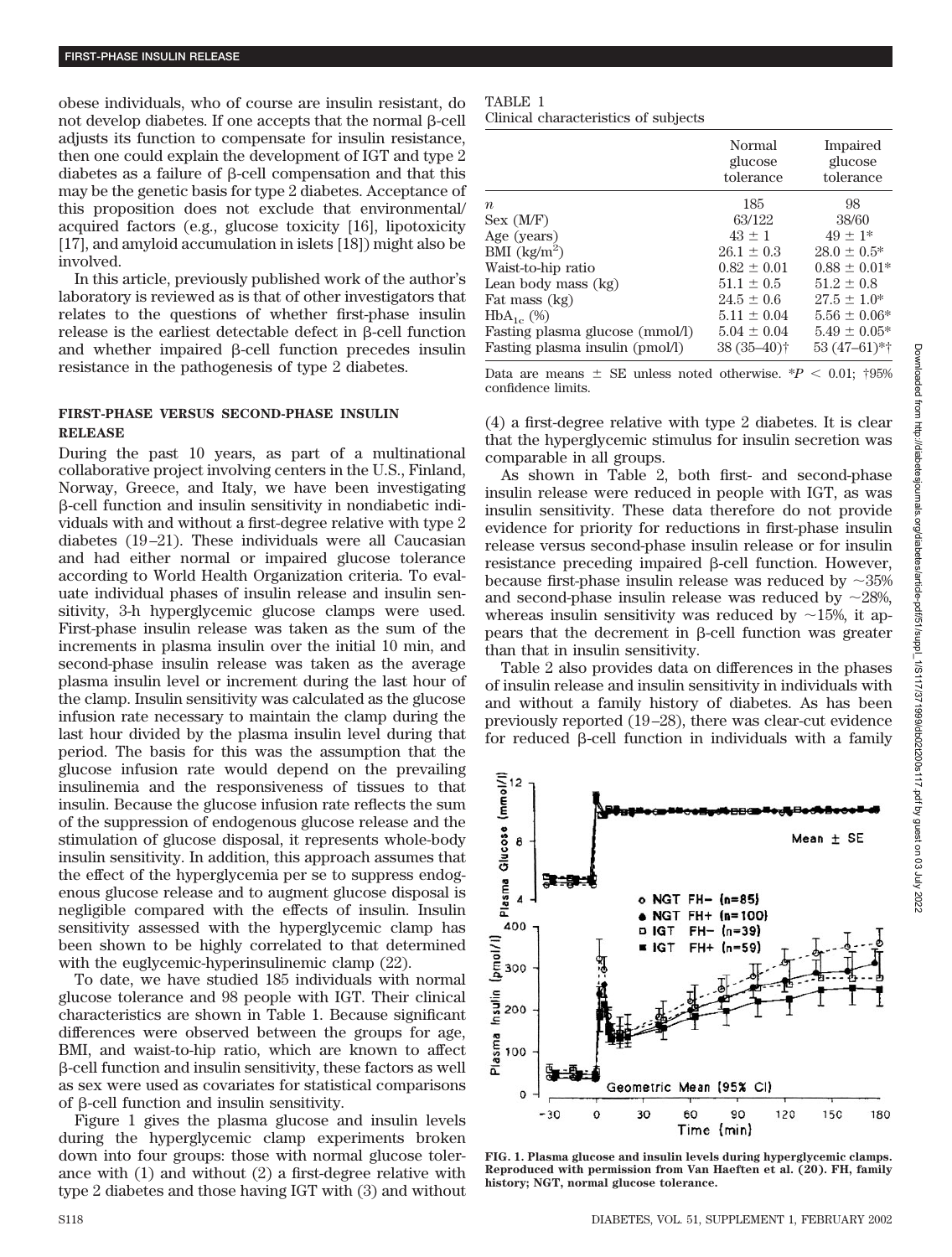obese individuals, who of course are insulin resistant, do not develop diabetes. If one accepts that the normal β-cell adjusts its function to compensate for insulin resistance, then one could explain the development of IGT and type 2 diabetes as a failure of β-cell compensation and that this may be the genetic basis for type 2 diabetes. Acceptance of this proposition does not exclude that environmental/acquired factors (e.g., glucose toxicity [16], lipotoxicity [17], and amyloid accumulation in islets [18]) might also be involved.

In this article, previously published work of the author's laboratory is reviewed as is that of other investigators that relates to the questions of whether first-phase insulin release is the earliest detectable defect in β-cell function and whether impaired β-cell function precedes insulin resistance in the pathogenesis of type 2 diabetes.

## FIRST-PHASE VERSUS SECOND-PHASE INSULIN RELEASE

During the past 10 years, as part of a multinational collaborative project involving centers in the U.S., Finland, Norway, Greece, and Italy, we have been investigating β-cell function and insulin sensitivity in nondiabetic individuals with and without a first-degree relative with type 2 diabetes (19–21). These individuals were all Caucasian and had either normal or impaired glucose tolerance according to World Health Organization criteria. To evaluate individual phases of insulin release and insulin sensitivity, 3-h hyperglycemic glucose clamps were used. First-phase insulin release was taken as the sum of the increments in plasma insulin over the initial 10 min, and second-phase insulin release was taken as the average plasma insulin level or increment during the last hour of the clamp. Insulin sensitivity was calculated as the glucose infusion rate necessary to maintain the clamp during the last hour divided by the plasma insulin level during that period. The basis for this was the assumption that the glucose infusion rate would depend on the prevailing insulinemia and the responsiveness of tissues to that insulin. Because the glucose infusion rate reflects the sum of the suppression of endogenous glucose release and the stimulation of glucose disposal, it represents whole-body insulin sensitivity. In addition, this approach assumes that the effect of the hyperglycemia per se to suppress endogenous glucose release and to augment glucose disposal is negligible compared with the effects of insulin. Insulin sensitivity assessed with the hyperglycemic clamp has been shown to be highly correlated to that determined with the euglycemic-hyperinsulinemic clamp (22).

To date, we have studied 185 individuals with normal glucose tolerance and 98 people with IGT. Their clinical characteristics are shown in Table 1. Because significant differences were observed between the groups for age, BMI, and waist-to-hip ratio, which are known to affect β-cell function and insulin sensitivity, these factors as well as sex were used as covariates for statistical comparisons of β-cell function and insulin sensitivity.

Figure 1 gives the plasma glucose and insulin levels during the hyperglycemic clamp experiments broken down into four groups: those with normal glucose tolerance with (1) and without (2) a first-degree relative with type 2 diabetes and those having IGT with (3) and without (4) a first-degree relative with type 2 diabetes. It is clear that the hyperglycemic stimulus for insulin secretion was comparable in all groups.

TABLE 1
Clinical characteristics of subjects

| | Normal glucose tolerance | Impaired glucose tolerance |
|---|---|---|
| *n* | 185 | 98 |
| Sex (M/F) | 63/122 | 38/60 |
| Age (years) | 43 ± 1 | 49 ± 1* |
| BMI (kg/m$^2$) | 26.1 ± 0.3 | 28.0 ± 0.5* |
| Waist-to-hip ratio | 0.82 ± 0.01 | 0.88 ± 0.01* |
| Lean body mass (kg) | 51.1 ± 0.5 | 51.2 ± 0.8 |
| Fat mass (kg) | 24.5 ± 0.6 | 27.5 ± 1.0* |
| $HbA_{1c}$ (%) | 5.11 ± 0.04 | 5.56 ± 0.06* |
| Fasting plasma glucose (mmol/l) | 5.04 ± 0.04 | 5.49 ± 0.05* |
| Fasting plasma insulin (pmol/l) | 38 (35–40)† | 53 (47–61)*† |

Data are means ± SE unless noted otherwise. *$P < 0.01$; †95% confidence limits.

As shown in Table 2, both first- and second-phase insulin release were reduced in people with IGT, as was insulin sensitivity. These data therefore do not provide evidence for priority for reductions in first-phase insulin release versus second-phase insulin release or for insulin resistance preceding impaired β-cell function. However, because first-phase insulin release was reduced by ~35% and second-phase insulin release was reduced by ~28%, whereas insulin sensitivity was reduced by ~15%, it appears that the decrement in β-cell function was greater than that in insulin sensitivity.

Table 2 also provides data on differences in the phases of insulin release and insulin sensitivity in individuals with and without a family history of diabetes. As has been previously reported (19–28), there was clear-cut evidence for reduced β-cell function in individuals with a family

**FIG. 1. Plasma glucose and insulin levels during hyperglycemic clamps. Reproduced with permission from Van Haeften et al. (20). FH, family history; NGT, normal glucose tolerance.**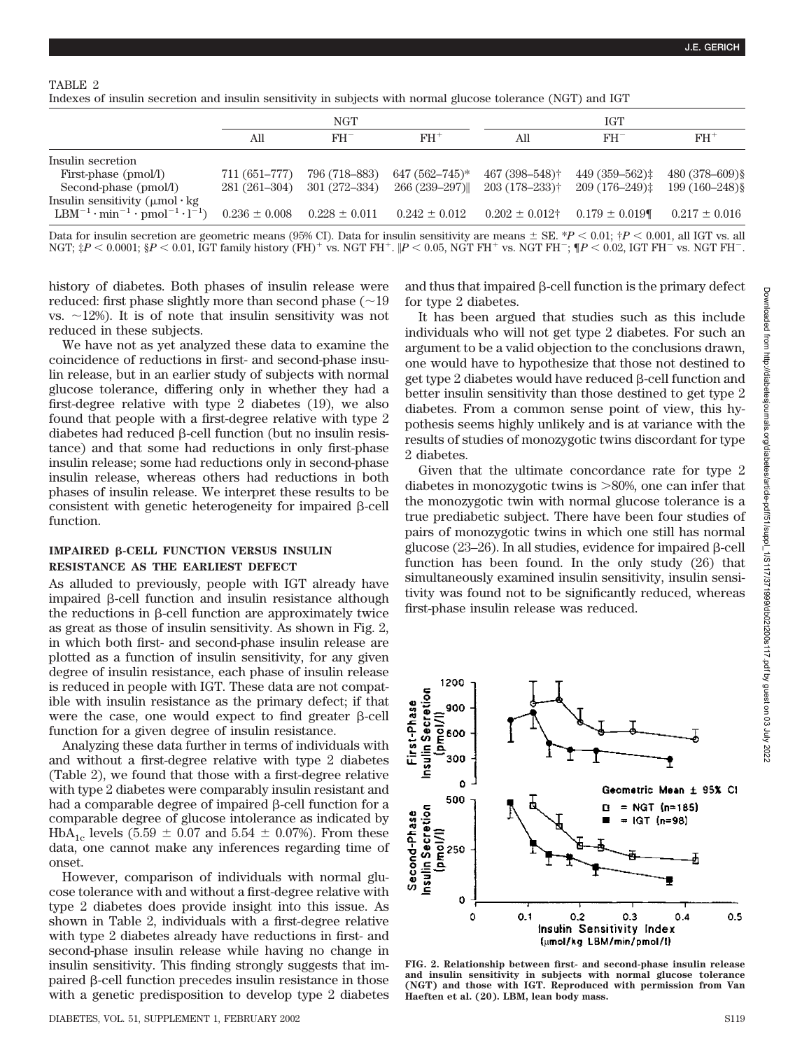TABLE 2

Indexes of insulin secretion and insulin sensitivity in subjects with normal glucose tolerance (NGT) and IGT

| | NGT | | | IGT | | |
|---|---|---|---|---|---|---|
| | All | $FH^-$ | $FH^+$ | All | $FH^-$ | $FH^+$ |
| Insulin secretion | | | | | | |
| First-phase (pmol/l) | 711 (651–777) | 796 (718–883) | 647 (562–745)* | 467 (398–548)† | 449 (359–562)‡ | 480 (378–609)§ |
| Second-phase (pmol/l) | 281 (261–304) | 301 (272–334) | 266 (239–297)‖ | 203 (178–233)† | 209 (176–249)‡ | 199 (160–248)§ |
| Insulin sensitivity ($\mu mol \cdot kg\ LBM^{-1} \cdot min^{-1} \cdot pmol^{-1} \cdot l^{-1}$) | $0.236 \pm 0.008$ | $0.228 \pm 0.011$ | $0.242 \pm 0.012$ | $0.202 \pm 0.012$† | $0.179 \pm 0.019$¶ | $0.217 \pm 0.016$ |

Data for insulin secretion are geometric means (95% CI). Data for insulin sensitivity are means ± SE. \*$P < 0.01$; †$P < 0.001$, all IGT vs. all NGT; ‡$P < 0.0001$; §$P < 0.01$, IGT family history $(FH)^+$ vs. NGT $FH^+$. ‖$P < 0.05$, NGT $FH^+$ vs. NGT $FH^-$; ¶$P < 0.02$, IGT $FH^-$ vs. NGT $FH^-$.

history of diabetes. Both phases of insulin release were reduced: first phase slightly more than second phase (~19 vs. ~12%). It is of note that insulin sensitivity was not reduced in these subjects.

We have not as yet analyzed these data to examine the coincidence of reductions in first- and second-phase insulin release, but in an earlier study of subjects with normal glucose tolerance, differing only in whether they had a first-degree relative with type 2 diabetes (19), we also found that people with a first-degree relative with type 2 diabetes had reduced β-cell function (but no insulin resistance) and that some had reductions in only first-phase insulin release; some had reductions only in second-phase insulin release, whereas others had reductions in both phases of insulin release. We interpret these results to be consistent with genetic heterogeneity for impaired β-cell function.

## IMPAIRED β-CELL FUNCTION VERSUS INSULIN RESISTANCE AS THE EARLIEST DEFECT

As alluded to previously, people with IGT already have impaired β-cell function and insulin resistance although the reductions in β-cell function are approximately twice as great as those of insulin sensitivity. As shown in Fig. 2, in which both first- and second-phase insulin release are plotted as a function of insulin sensitivity, for any given degree of insulin resistance, each phase of insulin release is reduced in people with IGT. These data are not compatible with insulin resistance as the primary defect; if that were the case, one would expect to find greater β-cell function for a given degree of insulin resistance.

Analyzing these data further in terms of individuals with and without a first-degree relative with type 2 diabetes (Table 2), we found that those with a first-degree relative with type 2 diabetes were comparably insulin resistant and had a comparable degree of impaired β-cell function for a comparable degree of glucose intolerance as indicated by $HbA_{1c}$ levels ($5.59 \pm 0.07$ and $5.54 \pm 0.07\%$). From these data, one cannot make any inferences regarding time of onset.

However, comparison of individuals with normal glucose tolerance with and without a first-degree relative with type 2 diabetes does provide insight into this issue. As shown in Table 2, individuals with a first-degree relative with type 2 diabetes already have reductions in first- and second-phase insulin release while having no change in insulin sensitivity. This finding strongly suggests that impaired β-cell function precedes insulin resistance in those with a genetic predisposition to develop type 2 diabetes and thus that impaired β-cell function is the primary defect for type 2 diabetes.

It has been argued that studies such as this include individuals who will not get type 2 diabetes. For such an argument to be a valid objection to the conclusions drawn, one would have to hypothesize that those not destined to get type 2 diabetes would have reduced β-cell function and better insulin sensitivity than those destined to get type 2 diabetes. From a common sense point of view, this hypothesis seems highly unlikely and is at variance with the results of studies of monozygotic twins discordant for type 2 diabetes.

Given that the ultimate concordance rate for type 2 diabetes in monozygotic twins is >80%, one can infer that the monozygotic twin with normal glucose tolerance is a true prediabetic subject. There have been four studies of pairs of monozygotic twins in which one still has normal glucose (23–26). In all studies, evidence for impaired β-cell function has been found. In the only study (26) that simultaneously examined insulin sensitivity, insulin sensitivity was found not to be significantly reduced, whereas first-phase insulin release was reduced.

FIG. 2. Relationship between first- and second-phase insulin release and insulin sensitivity in subjects with normal glucose tolerance (NGT) and those with IGT. Reproduced with permission from Van Haeften et al. (20). LBM, lean body mass.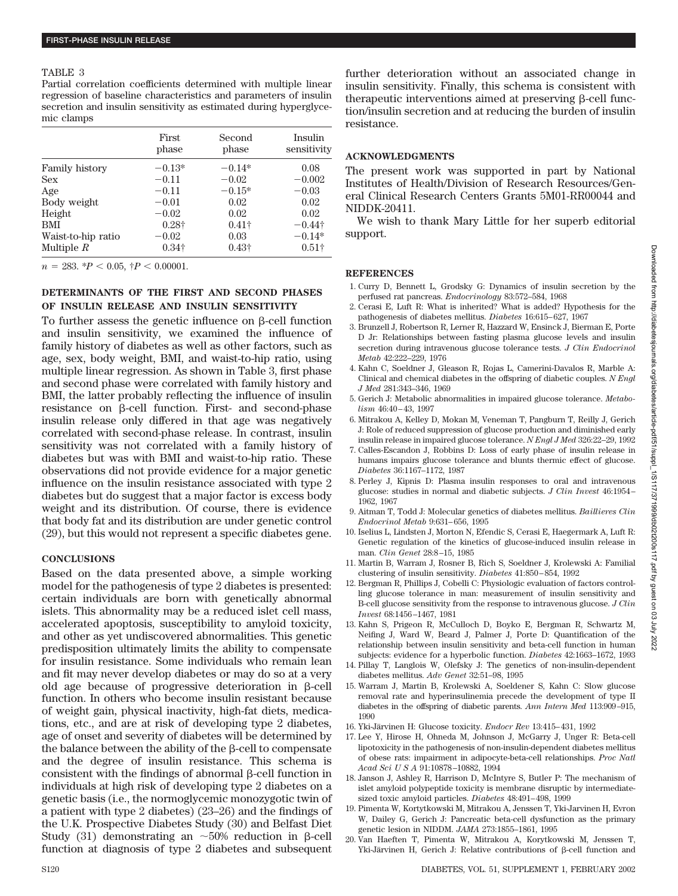TABLE 3

Partial correlation coefficients determined with multiple linear regression of baseline characteristics and parameters of insulin secretion and insulin sensitivity as estimated during hyperglycemic clamps

| | First phase | Second phase | Insulin sensitivity |
|---|---|---|---|
| Family history | −0.13* | −0.14* | 0.08 |
| Sex | −0.11 | −0.02 | −0.002 |
| Age | −0.11 | −0.15* | −0.03 |
| Body weight | −0.01 | 0.02 | 0.02 |
| Height | −0.02 | 0.02 | 0.02 |
| BMI | 0.28† | 0.41† | −0.44† |
| Waist-to-hip ratio | −0.02 | 0.03 | −0.14* |
| Multiple $R$ | 0.34† | 0.43† | 0.51† |

$n = 283$. *$P < 0.05$, †$P < 0.00001$.

## DETERMINANTS OF THE FIRST AND SECOND PHASES OF INSULIN RELEASE AND INSULIN SENSITIVITY

To further assess the genetic influence on β-cell function and insulin sensitivity, we examined the influence of family history of diabetes as well as other factors, such as age, sex, body weight, BMI, and waist-to-hip ratio, using multiple linear regression. As shown in Table 3, first phase and second phase were correlated with family history and BMI, the latter probably reflecting the influence of insulin resistance on β-cell function. First- and second-phase insulin release only differed in that age was negatively correlated with second-phase release. In contrast, insulin sensitivity was not correlated with a family history of diabetes but was with BMI and waist-to-hip ratio. These observations did not provide evidence for a major genetic influence on the insulin resistance associated with type 2 diabetes but do suggest that a major factor is excess body weight and its distribution. Of course, there is evidence that body fat and its distribution are under genetic control (29), but this would not represent a specific diabetes gene.

## CONCLUSIONS

Based on the data presented above, a simple working model for the pathogenesis of type 2 diabetes is presented: certain individuals are born with genetically abnormal islets. This abnormality may be a reduced islet cell mass, accelerated apoptosis, susceptibility to amyloid toxicity, and other as yet undiscovered abnormalities. This genetic predisposition ultimately limits the ability to compensate for insulin resistance. Some individuals who remain lean and fit may never develop diabetes or may do so at a very old age because of progressive deterioration in β-cell function. In others who become insulin resistant because of weight gain, physical inactivity, high-fat diets, medications, etc., and are at risk of developing type 2 diabetes, age of onset and severity of diabetes will be determined by the balance between the ability of the β-cell to compensate and the degree of insulin resistance. This schema is consistent with the findings of abnormal β-cell function in individuals at high risk of developing type 2 diabetes on a genetic basis (i.e., the normoglycemic monozygotic twin of a patient with type 2 diabetes) (23–26) and the findings of the U.K. Prospective Diabetes Study (30) and Belfast Diet Study (31) demonstrating an ~50% reduction in β-cell function at diagnosis of type 2 diabetes and subsequent further deterioration without an associated change in insulin sensitivity. Finally, this schema is consistent with therapeutic interventions aimed at preserving β-cell function/insulin secretion and at reducing the burden of insulin resistance.

## ACKNOWLEDGMENTS

The present work was supported in part by National Institutes of Health/Division of Research Resources/General Clinical Research Centers Grants 5M01-RR00044 and NIDDK-20411.

We wish to thank Mary Little for her superb editorial support.

## REFERENCES

1. Curry D, Bennett L, Grodsky G: Dynamics of insulin secretion by the perfused rat pancreas. *Endocrinology* 83:572–584, 1968
2. Cerasi E, Luft R: What is inherited? What is added? Hypothesis for the pathogenesis of diabetes mellitus. *Diabetes* 16:615–627, 1967
3. Brunzell J, Robertson R, Lerner R, Hazzard W, Ensinck J, Bierman E, Porte D Jr: Relationships between fasting plasma glucose levels and insulin secretion during intravenous glucose tolerance tests. *J Clin Endocrinol Metab* 42:222–229, 1976
4. Kahn C, Soeldner J, Gleason R, Rojas L, Camerini-Davalos R, Marble A: Clinical and chemical diabetes in the offspring of diabetic couples. *N Engl J Med* 281:343–346, 1969
5. Gerich J: Metabolic abnormalities in impaired glucose tolerance. *Metabolism* 46:40–43, 1997
6. Mitrakou A, Kelley D, Mokan M, Veneman T, Pangburn T, Reilly J, Gerich J: Role of reduced suppression of glucose production and diminished early insulin release in impaired glucose tolerance. *N Engl J Med* 326:22–29, 1992
7. Calles-Escandon J, Robbins D: Loss of early phase of insulin release in humans impairs glucose tolerance and blunts thermic effect of glucose. *Diabetes* 36:1167–1172, 1987
8. Perley J, Kipnis D: Plasma insulin responses to oral and intravenous glucose: studies in normal and diabetic subjects. *J Clin Invest* 46:1954–1962, 1967
9. Aitman T, Todd J: Molecular genetics of diabetes mellitus. *Baillieres Clin Endocrinol Metab* 9:631–656, 1995
10. Iselius L, Lindsten J, Morton N, Efendic S, Cerasi E, Haegermark A, Luft R: Genetic regulation of the kinetics of glucose-induced insulin release in man. *Clin Genet* 28:8–15, 1985
11. Martin B, Warram J, Rosner B, Rich S, Soeldner J, Krolewski A: Familial clustering of insulin sensitivity. *Diabetes* 41:850–854, 1992
12. Bergman R, Phillips J, Cobelli C: Physiologic evaluation of factors controlling glucose tolerance in man: measurement of insulin sensitivity and B-cell glucose sensitivity from the response to intravenous glucose. *J Clin Invest* 68:1456–1467, 1981
13. Kahn S, Prigeon R, McCulloch D, Boyko E, Bergman R, Schwartz M, Neifing J, Ward W, Beard J, Palmer J, Porte D: Quantification of the relationship between insulin sensitivity and beta-cell function in human subjects: evidence for a hyperbolic function. *Diabetes* 42:1663–1672, 1993
14. Pillay T, Langlois W, Olefsky J: The genetics of non-insulin-dependent diabetes mellitus. *Adv Genet* 32:51–98, 1995
15. Warram J, Martin B, Krolewski A, Soeldener S, Kahn C: Slow glucose removal rate and hyperinsulinemia precede the development of type II diabetes in the offspring of diabetic parents. *Ann Intern Med* 113:909–915, 1990
16. Yki-Järvinen H: Glucose toxicity. *Endocr Rev* 13:415–431, 1992
17. Lee Y, Hirose H, Ohneda M, Johnson J, McGarry J, Unger R: Beta-cell lipotoxicity in the pathogenesis of non-insulin-dependent diabetes mellitus of obese rats: impairment in adipocyte-beta-cell relationships. *Proc Natl Acad Sci U S A* 91:10878–10882, 1994
18. Janson J, Ashley R, Harrison D, McIntyre S, Butler P: The mechanism of islet amyloid polypeptide toxicity is membrane disruptic by intermediate-sized toxic amyloid particles. *Diabetes* 48:491–498, 1999
19. Pimenta W, Kortytkowski M, Mitrakou A, Jenssen T, Yki-Jarvinen H, Evron W, Dailey G, Gerich J: Pancreatic beta-cell dysfunction as the primary genetic lesion in NIDDM. *JAMA* 273:1855–1861, 1995
20. Van Haeften T, Pimenta W, Mitrakou A, Korytkowski M, Jenssen T, Yki-Järvinen H, Gerich J: Relative contributions of β-cell function and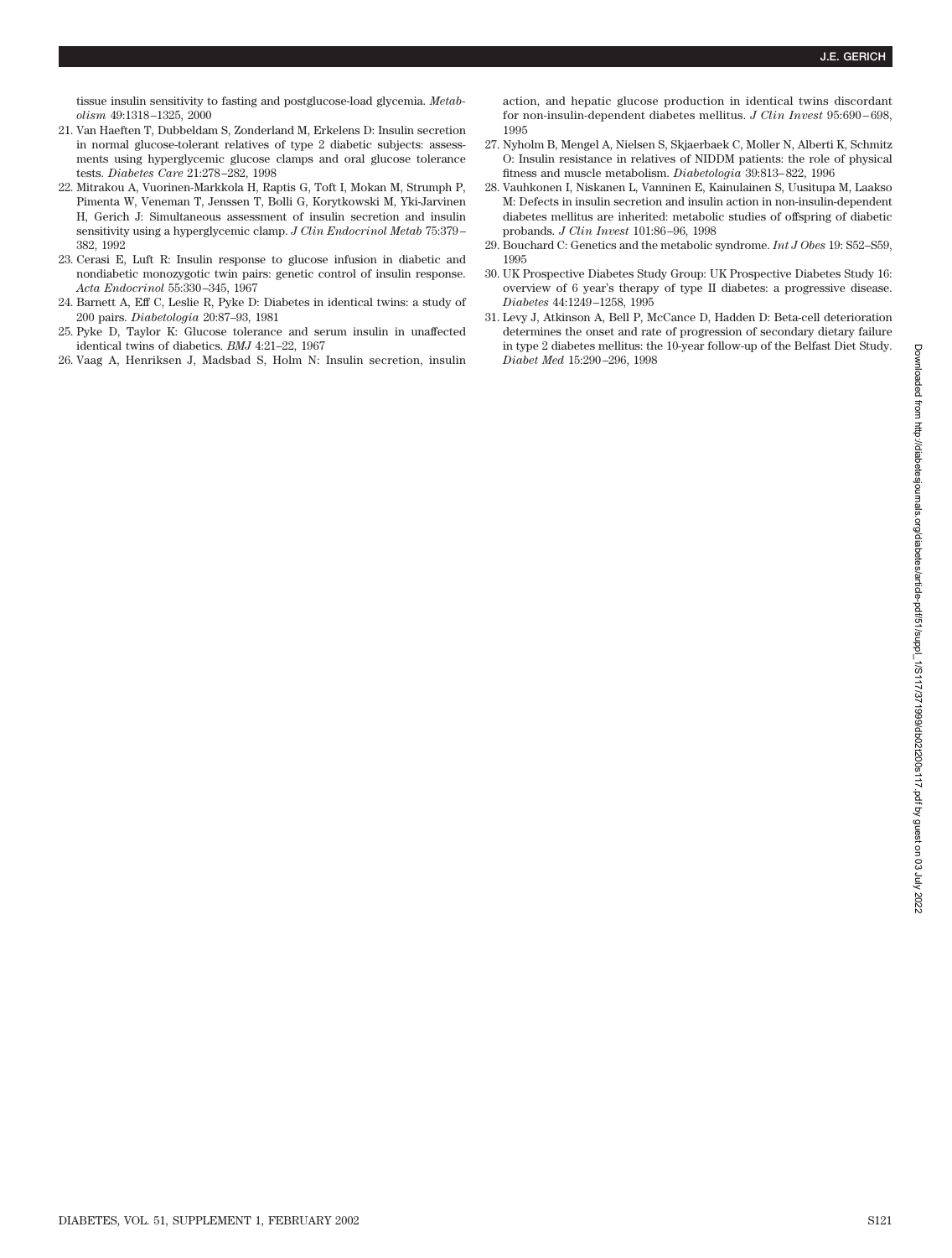tissue insulin sensitivity to fasting and postglucose-load glycemia. *Metabolism* 49:1318–1325, 2000

21. Van Haeften T, Dubbeldam S, Zonderland M, Erkelens D: Insulin secretion in normal glucose-tolerant relatives of type 2 diabetic subjects: assessments using hyperglycemic glucose clamps and oral glucose tolerance tests. *Diabetes Care* 21:278–282, 1998
22. Mitrakou A, Vuorinen-Markkola H, Raptis G, Toft I, Mokan M, Strumph P, Pimenta W, Veneman T, Jenssen T, Bolli G, Korytkowski M, Yki-Jarvinen H, Gerich J: Simultaneous assessment of insulin secretion and insulin sensitivity using a hyperglycemic clamp. *J Clin Endocrinol Metab* 75:379–382, 1992
23. Cerasi E, Luft R: Insulin response to glucose infusion in diabetic and nondiabetic monozygotic twin pairs: genetic control of insulin response. *Acta Endocrinol* 55:330–345, 1967
24. Barnett A, Eff C, Leslie R, Pyke D: Diabetes in identical twins: a study of 200 pairs. *Diabetologia* 20:87–93, 1981
25. Pyke D, Taylor K: Glucose tolerance and serum insulin in unaffected identical twins of diabetics. *BMJ* 4:21–22, 1967
26. Vaag A, Henriksen J, Madsbad S, Holm N: Insulin secretion, insulin action, and hepatic glucose production in identical twins discordant for non-insulin-dependent diabetes mellitus. *J Clin Invest* 95:690–698, 1995
27. Nyholm B, Mengel A, Nielsen S, Skjaerbaek C, Moller N, Alberti K, Schmitz O: Insulin resistance in relatives of NIDDM patients: the role of physical fitness and muscle metabolism. *Diabetologia* 39:813–822, 1996
28. Vauhkonen I, Niskanen L, Vanninen E, Kainulainen S, Uusitupa M, Laakso M: Defects in insulin secretion and insulin action in non-insulin-dependent diabetes mellitus are inherited: metabolic studies of offspring of diabetic probands. *J Clin Invest* 101:86–96, 1998
29. Bouchard C: Genetics and the metabolic syndrome. *Int J Obes* 19: S52–S59, 1995
30. UK Prospective Diabetes Study Group: UK Prospective Diabetes Study 16: overview of 6 year's therapy of type II diabetes: a progressive disease. *Diabetes* 44:1249–1258, 1995
31. Levy J, Atkinson A, Bell P, McCance D, Hadden D: Beta-cell deterioration determines the onset and rate of progression of secondary dietary failure in type 2 diabetes mellitus: the 10-year follow-up of the Belfast Diet Study. *Diabet Med* 15:290–296, 1998